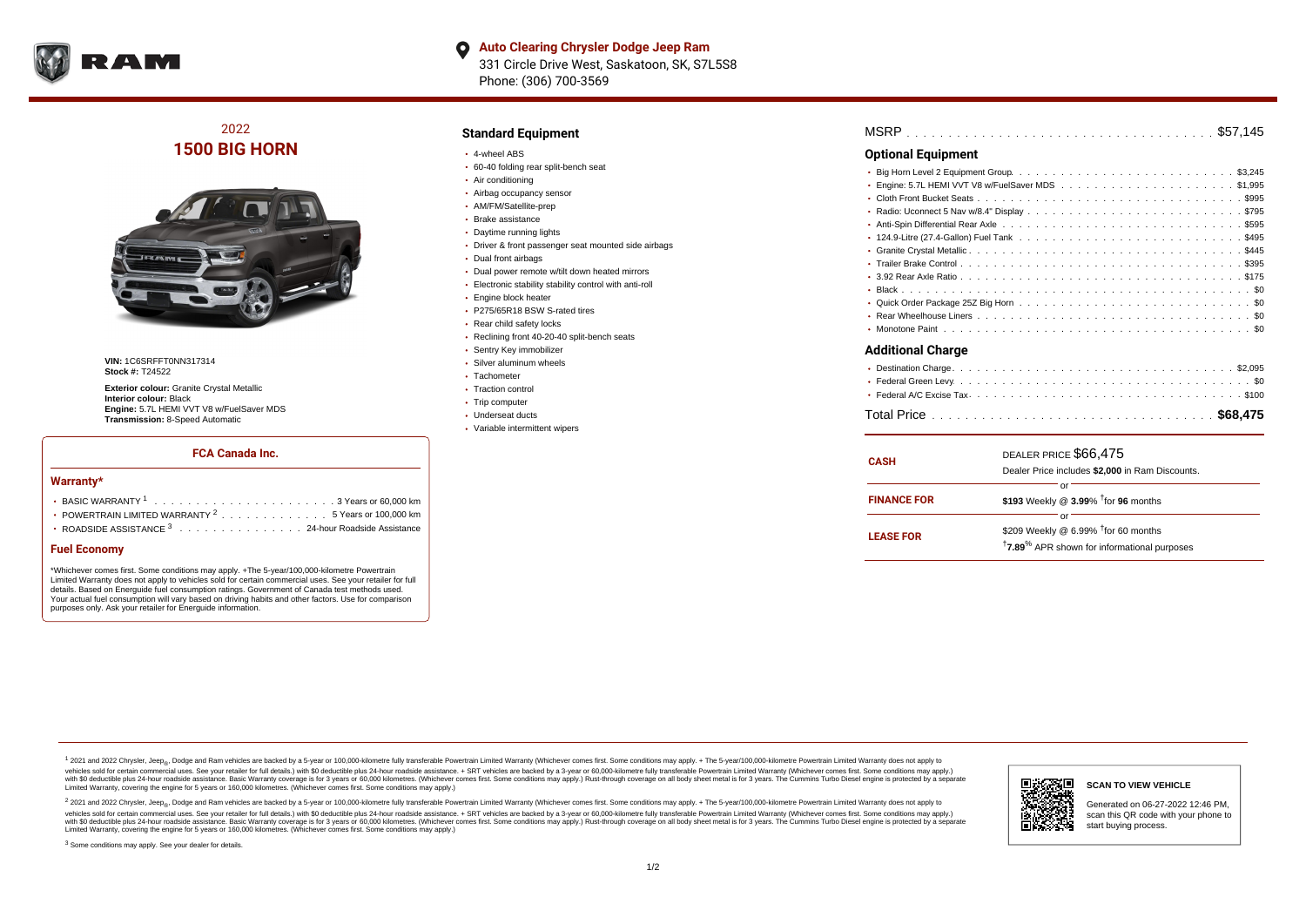**Auto Clearing Chrysler Dodge Jeep Ram**
331 Circle Drive West, Saskatoon, SK, S7L5S8
Phone: (306) 700-3569

# 2022
# 1500 BIG HORN

**VIN:** 1C6SRFFT0NN317314
**Stock #:** T24522

**Exterior colour:** Granite Crystal Metallic
**Interior colour:** Black
**Engine:** 5.7L HEMI VVT V8 w/FuelSaver MDS
**Transmission:** 8-Speed Automatic

## FCA Canada Inc.

### Warranty*

- BASIC WARRANTY [1] . . . . . . . . . . 3 Years or 60,000 km
- POWERTRAIN LIMITED WARRANTY [2] . . . . . . . . . . 5 Years or 100,000 km
- ROADSIDE ASSISTANCE [3] . . . . . . . . . . 24-hour Roadside Assistance

### Fuel Economy

*Whichever comes first. Some conditions may apply. +The 5-year/100,000-kilometre Powertrain Limited Warranty does not apply to vehicles sold for certain commercial uses. See your retailer for full details. Based on Energuide fuel consumption ratings. Government of Canada test methods used. Your actual fuel consumption will vary based on driving habits and other factors. Use for comparison purposes only. Ask your retailer for Energuide information.

## Standard Equipment

- 4-wheel ABS
- 60-40 folding rear split-bench seat
- Air conditioning
- Airbag occupancy sensor
- AM/FM/Satellite-prep
- Brake assistance
- Daytime running lights
- Driver & front passenger seat mounted side airbags
- Dual front airbags
- Dual power remote w/tilt down heated mirrors
- Electronic stability stability control with anti-roll
- Engine block heater
- P275/65R18 BSW S-rated tires
- Rear child safety locks
- Reclining front 40-20-40 split-bench seats
- Sentry Key immobilizer
- Silver aluminum wheels
- Tachometer
- Traction control
- Trip computer
- Underseat ducts
- Variable intermittent wipers

MSRP . . . . . . . . . . $57,145

## Optional Equipment

- Big Horn Level 2 Equipment Group . . . . . . . . . . $3,245
- Engine: 5.7L HEMI VVT V8 w/FuelSaver MDS . . . . . . . . . . $1,995
- Cloth Front Bucket Seats . . . . . . . . . . $995
- Radio: Uconnect 5 Nav w/8.4" Display . . . . . . . . . . $795
- Anti-Spin Differential Rear Axle . . . . . . . . . . $595
- 124.9-Litre (27.4-Gallon) Fuel Tank . . . . . . . . . . $495
- Granite Crystal Metallic . . . . . . . . . . $445
- Trailer Brake Control . . . . . . . . . . $395
- 3.92 Rear Axle Ratio . . . . . . . . . . $175
- Black . . . . . . . . . . $0
- Quick Order Package 25Z Big Horn . . . . . . . . . . $0
- Rear Wheelhouse Liners . . . . . . . . . . $0
- Monotone Paint . . . . . . . . . . $0

## Additional Charge

- Destination Charge . . . . . . . . . . $2,095
- Federal Green Levy . . . . . . . . . . $0
- Federal A/C Excise Tax . . . . . . . . . . $100

Total Price . . . . . . . . . . **$68,475**

| | |
|---|---|
| **CASH** | DEALER PRICE $66,475<br>Dealer Price includes **$2,000** in Ram Discounts. |
| | or |
| **FINANCE FOR** | **$193** Weekly @ **3.99**% †for **96** months |
| | or |
| **LEASE FOR** | $209 Weekly @ 6.99% †for 60 months<br>†**7.89**% APR shown for informational purposes |

[1] 2021 and 2022 Chrysler, Jeep®, Dodge and Ram vehicles are backed by a 5-year or 100,000-kilometre fully transferable Powertrain Limited Warranty (Whichever comes first. Some conditions may apply. + The 5-year/100,000-kilometre Powertrain Limited Warranty does not apply to vehicles sold for certain commercial uses. See your retailer for full details.) with $0 deductible plus 24-hour roadside assistance. + SRT vehicles are backed by a 3-year or 60,000-kilometre fully transferable Powertrain Limited Warranty (Whichever comes first. Some conditions may apply.) with $0 deductible plus 24-hour roadside assistance. Basic Warranty coverage is for 3 years or 60,000 kilometres. (Whichever comes first. Some conditions may apply.) Rust-through coverage on all body sheet metal is for 3 years. The Cummins Turbo Diesel engine is protected by a separate Limited Warranty, covering the engine for 5 years or 160,000 kilometres. (Whichever comes first. Some conditions may apply.)

[2] 2021 and 2022 Chrysler, Jeep®, Dodge and Ram vehicles are backed by a 5-year or 100,000-kilometre fully transferable Powertrain Limited Warranty (Whichever comes first. Some conditions may apply. + The 5-year/100,000-kilometre Powertrain Limited Warranty does not apply to vehicles sold for certain commercial uses. See your retailer for full details.) with $0 deductible plus 24-hour roadside assistance. + SRT vehicles are backed by a 3-year or 60,000-kilometre fully transferable Powertrain Limited Warranty (Whichever comes first. Some conditions may apply.) with $0 deductible plus 24-hour roadside assistance. Basic Warranty coverage is for 3 years or 60,000 kilometres. (Whichever comes first. Some conditions may apply.) Rust-through coverage on all body sheet metal is for 3 years. The Cummins Turbo Diesel engine is protected by a separate Limited Warranty, covering the engine for 5 years or 160,000 kilometres. (Whichever comes first. Some conditions may apply.)

[3] Some conditions may apply. See your dealer for details.

**SCAN TO VIEW VEHICLE**

Generated on 06-27-2022 12:46 PM, scan this QR code with your phone to start buying process.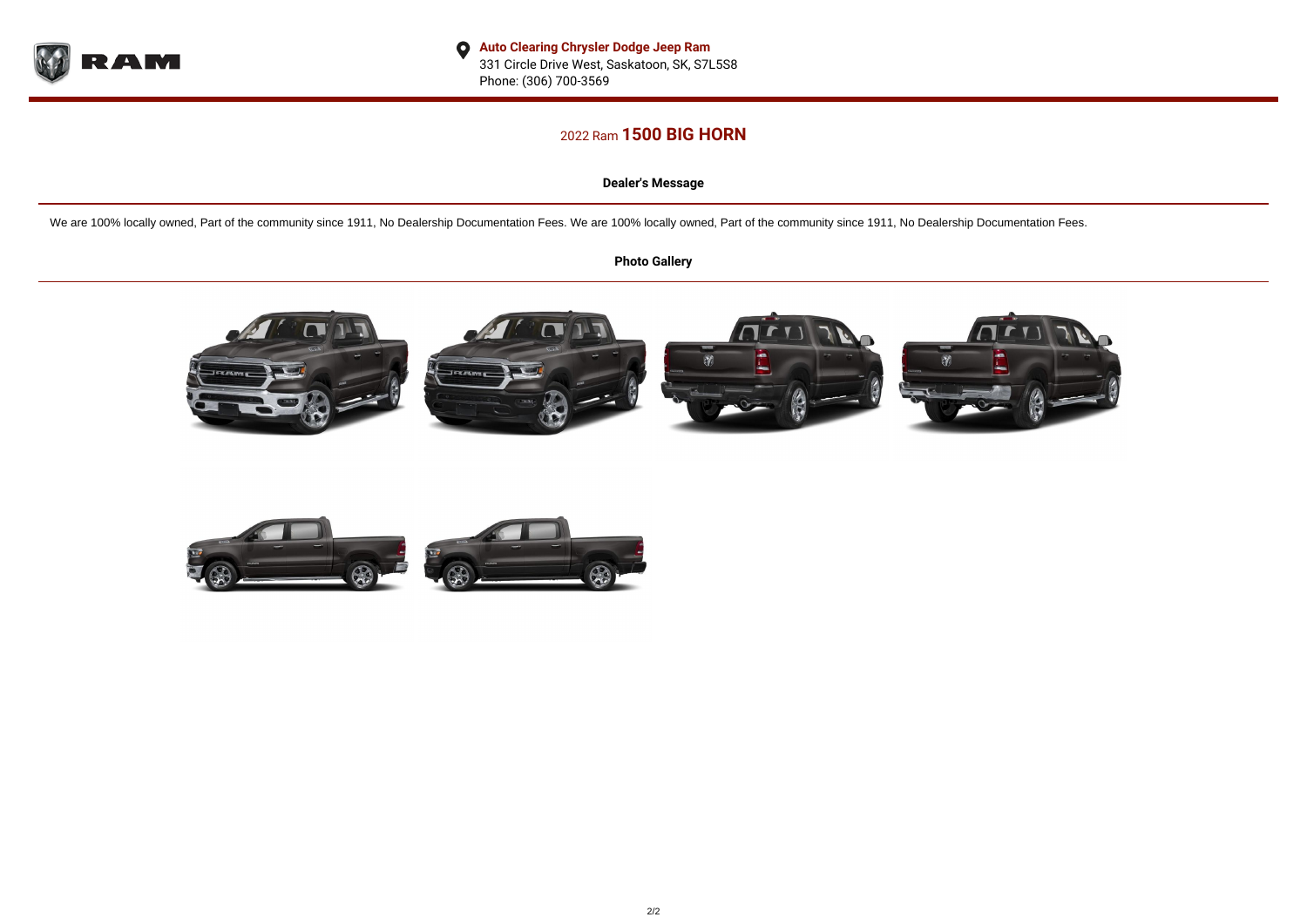**Auto Clearing Chrysler Dodge Jeep Ram**
331 Circle Drive West, Saskatoon, SK, S7L5S8
Phone: (306) 700-3569

# 2022 Ram **1500 BIG HORN**

## Dealer's Message

We are 100% locally owned, Part of the community since 1911, No Dealership Documentation Fees. We are 100% locally owned, Part of the community since 1911, No Dealership Documentation Fees.

## Photo Gallery